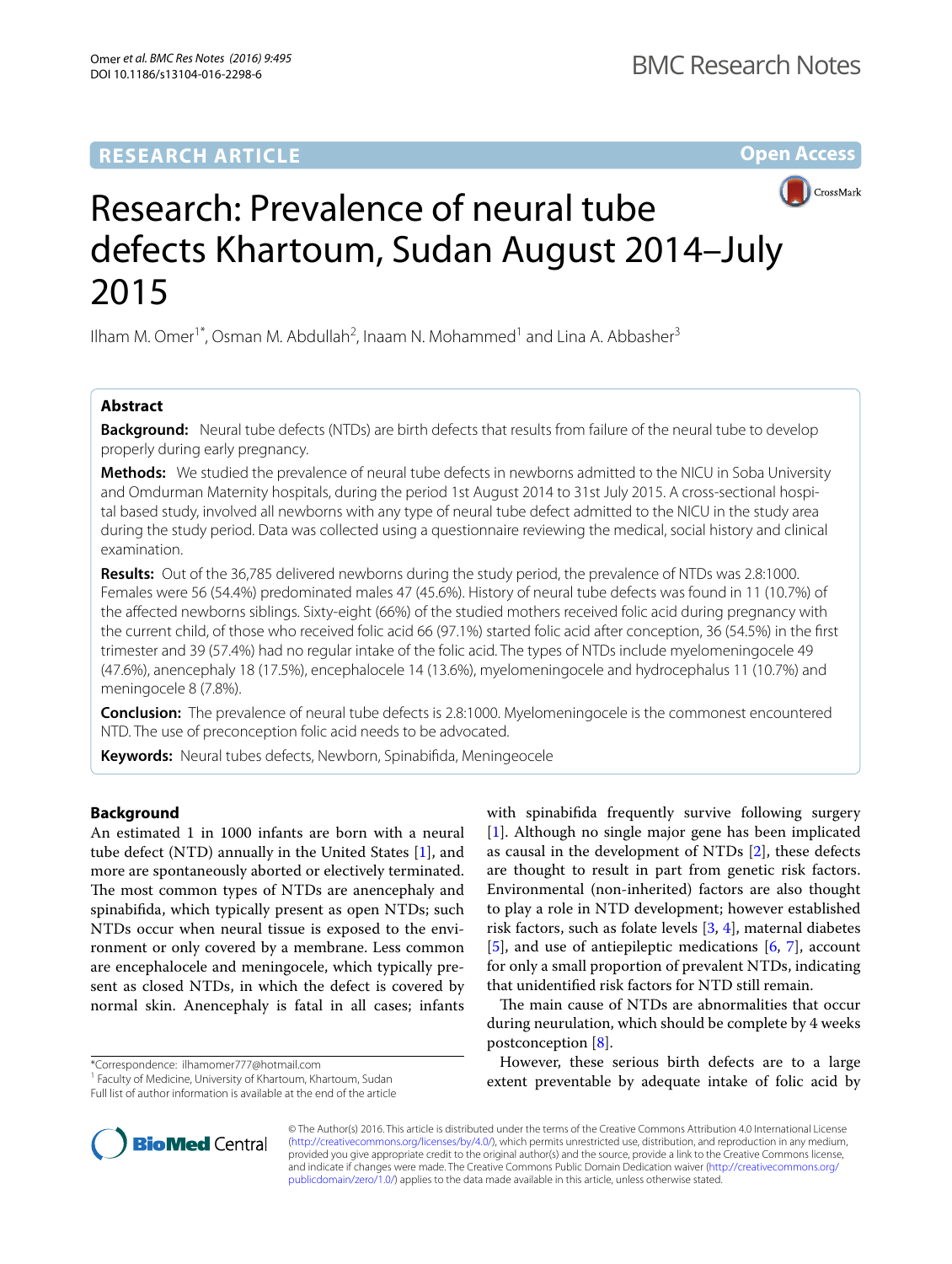RESEARCH ARTICLE

Open Access

# Research: Prevalence of neural tube defects Khartoum, Sudan August 2014–July 2015

Ilham M. Omer[1*], Osman M. Abdullah[2], Inaam N. Mohammed[1] and Lina A. Abbasher[3]

## Abstract

**Background:** Neural tube defects (NTDs) are birth defects that results from failure of the neural tube to develop properly during early pregnancy.

**Methods:** We studied the prevalence of neural tube defects in newborns admitted to the NICU in Soba University and Omdurman Maternity hospitals, during the period 1st August 2014 to 31st July 2015. A cross-sectional hospital based study, involved all newborns with any type of neural tube defect admitted to the NICU in the study area during the study period. Data was collected using a questionnaire reviewing the medical, social history and clinical examination.

**Results:** Out of the 36,785 delivered newborns during the study period, the prevalence of NTDs was 2.8:1000. Females were 56 (54.4%) predominated males 47 (45.6%). History of neural tube defects was found in 11 (10.7%) of the affected newborns siblings. Sixty-eight (66%) of the studied mothers received folic acid during pregnancy with the current child, of those who received folic acid 66 (97.1%) started folic acid after conception, 36 (54.5%) in the first trimester and 39 (57.4%) had no regular intake of the folic acid. The types of NTDs include myelomeningocele 49 (47.6%), anencephaly 18 (17.5%), encephalocele 14 (13.6%), myelomeningocele and hydrocephalus 11 (10.7%) and meningocele 8 (7.8%).

**Conclusion:** The prevalence of neural tube defects is 2.8:1000. Myelomeningocele is the commonest encountered NTD. The use of preconception folic acid needs to be advocated.

**Keywords:** Neural tubes defects, Newborn, Spinabifida, Meningeocele

## Background

An estimated 1 in 1000 infants are born with a neural tube defect (NTD) annually in the United States [1], and more are spontaneously aborted or electively terminated. The most common types of NTDs are anencephaly and spinabifida, which typically present as open NTDs; such NTDs occur when neural tissue is exposed to the environment or only covered by a membrane. Less common are encephalocele and meningocele, which typically present as closed NTDs, in which the defect is covered by normal skin. Anencephaly is fatal in all cases; infants with spinabifida frequently survive following surgery [1]. Although no single major gene has been implicated as causal in the development of NTDs [2], these defects are thought to result in part from genetic risk factors. Environmental (non-inherited) factors are also thought to play a role in NTD development; however established risk factors, such as folate levels [3, 4], maternal diabetes [5], and use of antiepileptic medications [6, 7], account for only a small proportion of prevalent NTDs, indicating that unidentified risk factors for NTD still remain.

The main cause of NTDs are abnormalities that occur during neurulation, which should be complete by 4 weeks postconception [8].

However, these serious birth defects are to a large extent preventable by adequate intake of folic acid by

*Correspondence: ilhamomer777@hotmail.com
[1] Faculty of Medicine, University of Khartoum, Khartoum, Sudan
Full list of author information is available at the end of the article

© The Author(s) 2016. This article is distributed under the terms of the Creative Commons Attribution 4.0 International License (http://creativecommons.org/licenses/by/4.0/), which permits unrestricted use, distribution, and reproduction in any medium, provided you give appropriate credit to the original author(s) and the source, provide a link to the Creative Commons license, and indicate if changes were made. The Creative Commons Public Domain Dedication waiver (http://creativecommons.org/publicdomain/zero/1.0/) applies to the data made available in this article, unless otherwise stated.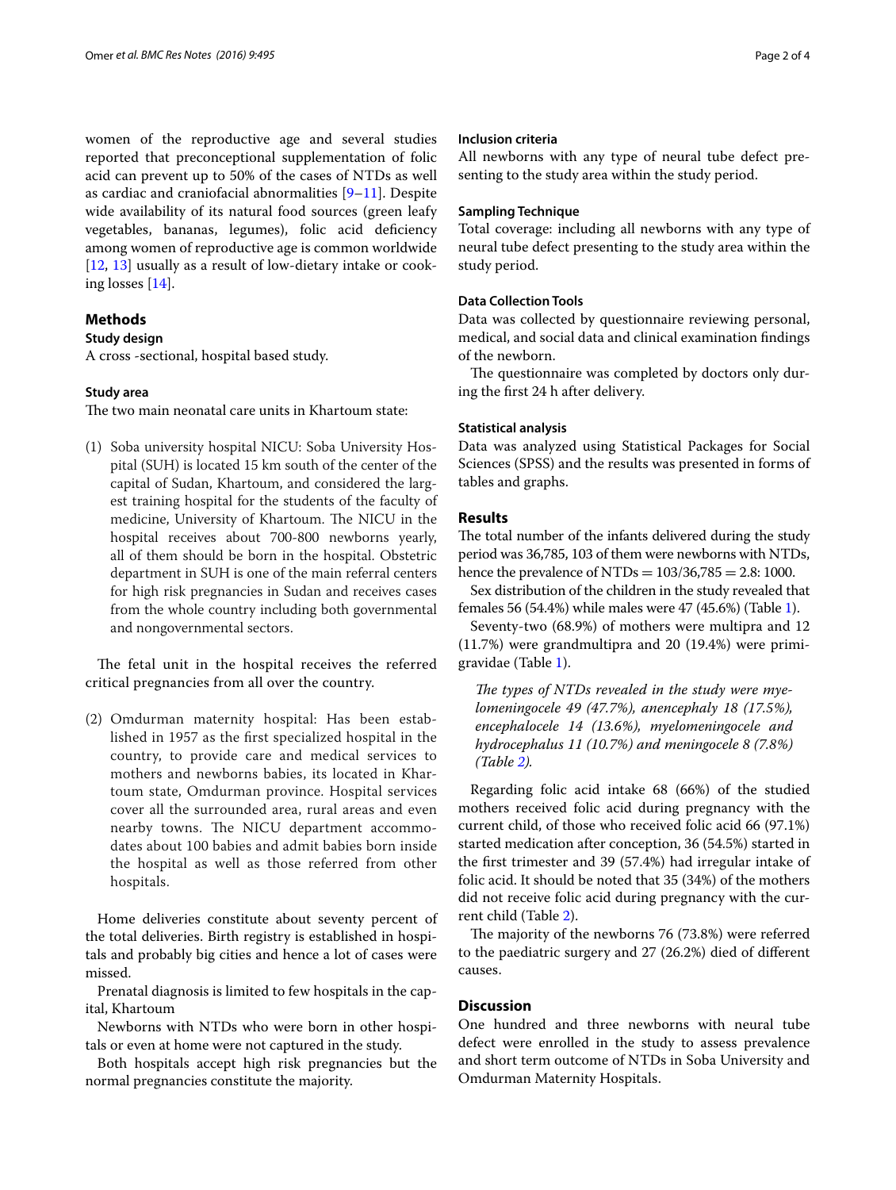women of the reproductive age and several studies reported that preconceptional supplementation of folic acid can prevent up to 50% of the cases of NTDs as well as cardiac and craniofacial abnormalities [9–11]. Despite wide availability of its natural food sources (green leafy vegetables, bananas, legumes), folic acid deficiency among women of reproductive age is common worldwide [12, 13] usually as a result of low-dietary intake or cooking losses [14].

## Methods

### Study design

A cross -sectional, hospital based study.

### Study area

The two main neonatal care units in Khartoum state:

(1) Soba university hospital NICU: Soba University Hospital (SUH) is located 15 km south of the center of the capital of Sudan, Khartoum, and considered the largest training hospital for the students of the faculty of medicine, University of Khartoum. The NICU in the hospital receives about 700-800 newborns yearly, all of them should be born in the hospital. Obstetric department in SUH is one of the main referral centers for high risk pregnancies in Sudan and receives cases from the whole country including both governmental and nongovernmental sectors.

The fetal unit in the hospital receives the referred critical pregnancies from all over the country.

(2) Omdurman maternity hospital: Has been established in 1957 as the first specialized hospital in the country, to provide care and medical services to mothers and newborns babies, its located in Khartoum state, Omdurman province. Hospital services cover all the surrounded area, rural areas and even nearby towns. The NICU department accommodates about 100 babies and admit babies born inside the hospital as well as those referred from other hospitals.

Home deliveries constitute about seventy percent of the total deliveries. Birth registry is established in hospitals and probably big cities and hence a lot of cases were missed.

Prenatal diagnosis is limited to few hospitals in the capital, Khartoum

Newborns with NTDs who were born in other hospitals or even at home were not captured in the study.

Both hospitals accept high risk pregnancies but the normal pregnancies constitute the majority.

### Inclusion criteria

All newborns with any type of neural tube defect presenting to the study area within the study period.

### Sampling Technique

Total coverage: including all newborns with any type of neural tube defect presenting to the study area within the study period.

### Data Collection Tools

Data was collected by questionnaire reviewing personal, medical, and social data and clinical examination findings of the newborn.

The questionnaire was completed by doctors only during the first 24 h after delivery.

### Statistical analysis

Data was analyzed using Statistical Packages for Social Sciences (SPSS) and the results was presented in forms of tables and graphs.

## Results

The total number of the infants delivered during the study period was 36,785, 103 of them were newborns with NTDs, hence the prevalence of NTDs = 103/36,785 = 2.8: 1000.

Sex distribution of the children in the study revealed that females 56 (54.4%) while males were 47 (45.6%) (Table 1).

Seventy-two (68.9%) of mothers were multipra and 12 (11.7%) were grandmultipra and 20 (19.4%) were primigravidae (Table 1).

*The types of NTDs revealed in the study were myelomeningocele 49 (47.7%), anencephaly 18 (17.5%), encephalocele 14 (13.6%), myelomeningocele and hydrocephalus 11 (10.7%) and meningocele 8 (7.8%) (Table 2).*

Regarding folic acid intake 68 (66%) of the studied mothers received folic acid during pregnancy with the current child, of those who received folic acid 66 (97.1%) started medication after conception, 36 (54.5%) started in the first trimester and 39 (57.4%) had irregular intake of folic acid. It should be noted that 35 (34%) of the mothers did not receive folic acid during pregnancy with the current child (Table 2).

The majority of the newborns 76 (73.8%) were referred to the paediatric surgery and 27 (26.2%) died of different causes.

## Discussion

One hundred and three newborns with neural tube defect were enrolled in the study to assess prevalence and short term outcome of NTDs in Soba University and Omdurman Maternity Hospitals.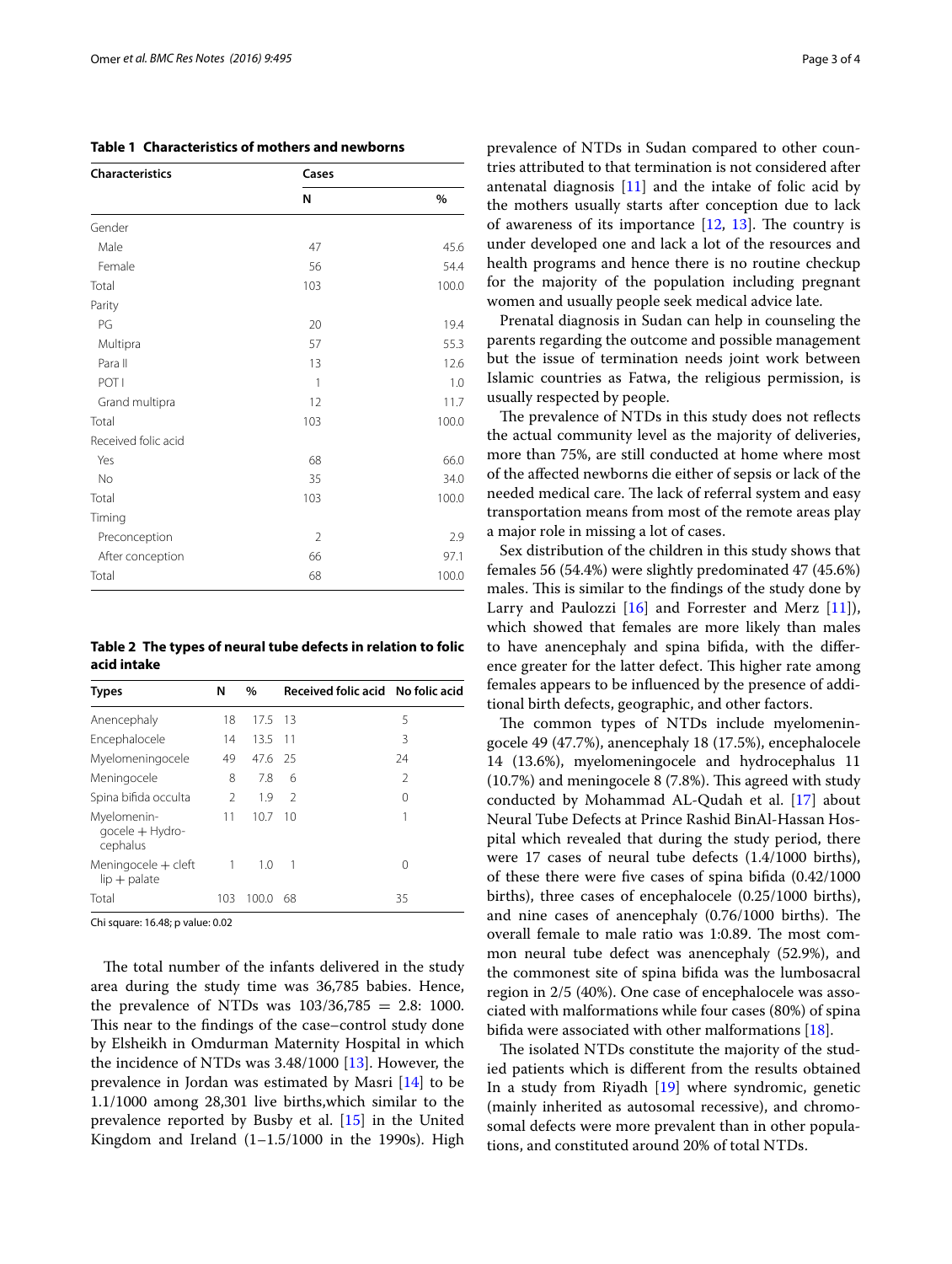**Table 1 Characteristics of mothers and newborns**

| Characteristics | Cases | |
|---|---|---|
| | N | % |
| Gender | | |
| Male | 47 | 45.6 |
| Female | 56 | 54.4 |
| Total | 103 | 100.0 |
| Parity | | |
| PG | 20 | 19.4 |
| Multipra | 57 | 55.3 |
| Para II | 13 | 12.6 |
| POT I | 1 | 1.0 |
| Grand multipra | 12 | 11.7 |
| Total | 103 | 100.0 |
| Received folic acid | | |
| Yes | 68 | 66.0 |
| No | 35 | 34.0 |
| Total | 103 | 100.0 |
| Timing | | |
| Preconception | 2 | 2.9 |
| After conception | 66 | 97.1 |
| Total | 68 | 100.0 |

**Table 2 The types of neural tube defects in relation to folic acid intake**

| Types | N | % | Received folic acid | No folic acid |
|---|---|---|---|---|
| Anencephaly | 18 | 17.5 | 13 | 5 |
| Encephalocele | 14 | 13.5 | 11 | 3 |
| Myelomeningocele | 49 | 47.6 | 25 | 24 |
| Meningocele | 8 | 7.8 | 6 | 2 |
| Spina bifida occulta | 2 | 1.9 | 2 | 0 |
| Myelomeningocele + Hydrocephalus | 11 | 10.7 | 10 | 1 |
| Meningocele + cleft lip + palate | 1 | 1.0 | 1 | 0 |
| Total | 103 | 100.0 | 68 | 35 |

Chi square: 16.48; p value: 0.02

The total number of the infants delivered in the study area during the study time was 36,785 babies. Hence, the prevalence of NTDs was 103/36,785 = 2.8: 1000. This near to the findings of the case–control study done by Elsheikh in Omdurman Maternity Hospital in which the incidence of NTDs was 3.48/1000 [13]. However, the prevalence in Jordan was estimated by Masri [14] to be 1.1/1000 among 28,301 live births,which similar to the prevalence reported by Busby et al. [15] in the United Kingdom and Ireland (1–1.5/1000 in the 1990s). High prevalence of NTDs in Sudan compared to other countries attributed to that termination is not considered after antenatal diagnosis [11] and the intake of folic acid by the mothers usually starts after conception due to lack of awareness of its importance [12, 13]. The country is under developed one and lack a lot of the resources and health programs and hence there is no routine checkup for the majority of the population including pregnant women and usually people seek medical advice late.

Prenatal diagnosis in Sudan can help in counseling the parents regarding the outcome and possible management but the issue of termination needs joint work between Islamic countries as Fatwa, the religious permission, is usually respected by people.

The prevalence of NTDs in this study does not reflects the actual community level as the majority of deliveries, more than 75%, are still conducted at home where most of the affected newborns die either of sepsis or lack of the needed medical care. The lack of referral system and easy transportation means from most of the remote areas play a major role in missing a lot of cases.

Sex distribution of the children in this study shows that females 56 (54.4%) were slightly predominated 47 (45.6%) males. This is similar to the findings of the study done by Larry and Paulozzi [16] and Forrester and Merz [11]), which showed that females are more likely than males to have anencephaly and spina bifida, with the difference greater for the latter defect. This higher rate among females appears to be influenced by the presence of additional birth defects, geographic, and other factors.

The common types of NTDs include myelomeningocele 49 (47.7%), anencephaly 18 (17.5%), encephalocele 14 (13.6%), myelomeningocele and hydrocephalus 11 (10.7%) and meningocele 8 (7.8%). This agreed with study conducted by Mohammad AL-Qudah et al. [17] about Neural Tube Defects at Prince Rashid BinAl-Hassan Hospital which revealed that during the study period, there were 17 cases of neural tube defects (1.4/1000 births), of these there were five cases of spina bifida (0.42/1000 births), three cases of encephalocele (0.25/1000 births), and nine cases of anencephaly (0.76/1000 births). The overall female to male ratio was 1:0.89. The most common neural tube defect was anencephaly (52.9%), and the commonest site of spina bifida was the lumbosacral region in 2/5 (40%). One case of encephalocele was associated with malformations while four cases (80%) of spina bifida were associated with other malformations [18].

The isolated NTDs constitute the majority of the studied patients which is different from the results obtained In a study from Riyadh [19] where syndromic, genetic (mainly inherited as autosomal recessive), and chromosomal defects were more prevalent than in other populations, and constituted around 20% of total NTDs.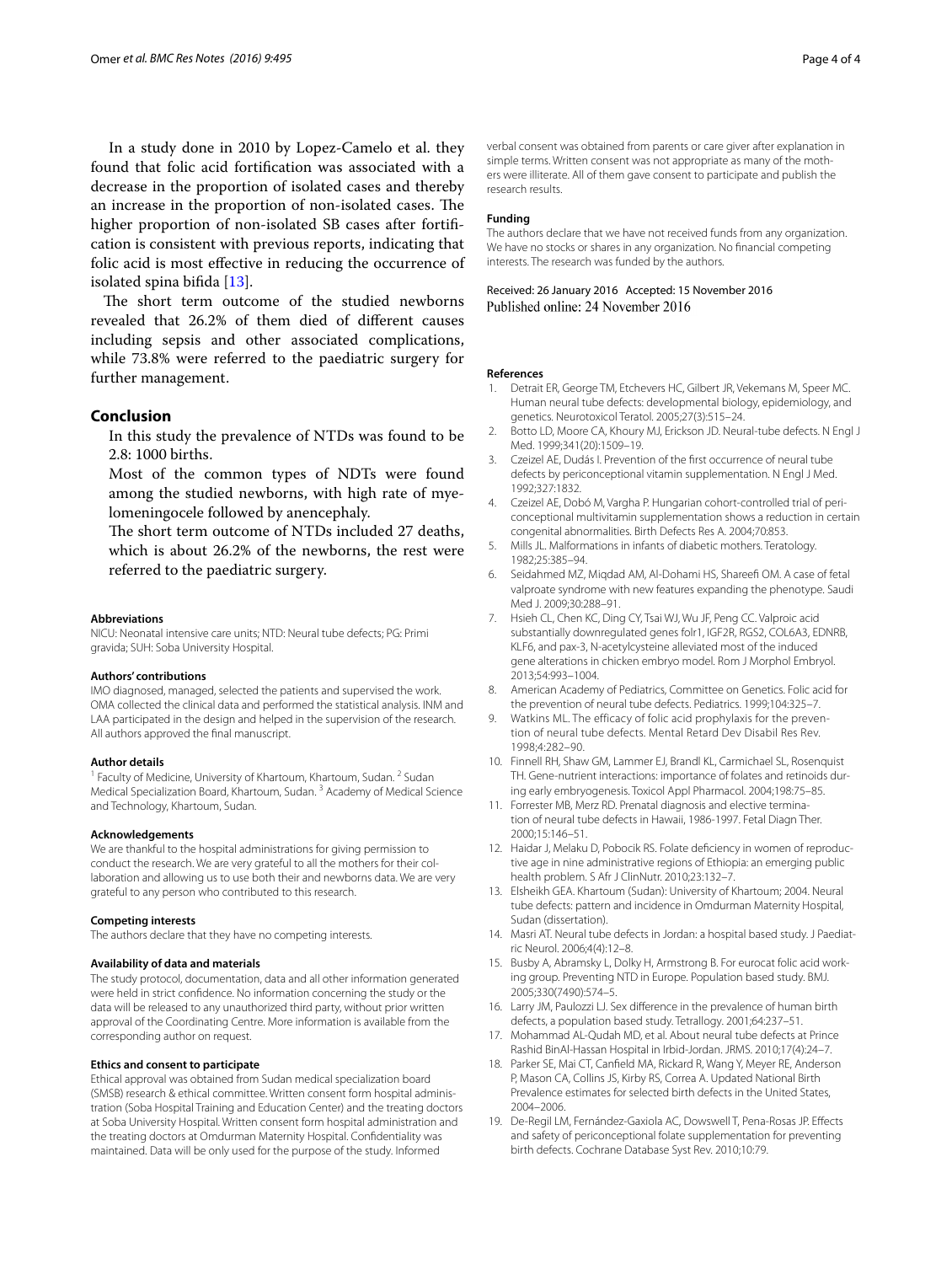In a study done in 2010 by Lopez-Camelo et al. they found that folic acid fortification was associated with a decrease in the proportion of isolated cases and thereby an increase in the proportion of non-isolated cases. The higher proportion of non-isolated SB cases after fortification is consistent with previous reports, indicating that folic acid is most effective in reducing the occurrence of isolated spina bifida [13].

The short term outcome of the studied newborns revealed that 26.2% of them died of different causes including sepsis and other associated complications, while 73.8% were referred to the paediatric surgery for further management.

## Conclusion

In this study the prevalence of NTDs was found to be 2.8: 1000 births.

Most of the common types of NDTs were found among the studied newborns, with high rate of myelomeningocele followed by anencephaly.

The short term outcome of NTDs included 27 deaths, which is about 26.2% of the newborns, the rest were referred to the paediatric surgery.

#### Abbreviations

NICU: Neonatal intensive care units; NTD: Neural tube defects; PG: Primi gravida; SUH: Soba University Hospital.

#### Authors' contributions

IMO diagnosed, managed, selected the patients and supervised the work. OMA collected the clinical data and performed the statistical analysis. INM and LAA participated in the design and helped in the supervision of the research. All authors approved the final manuscript.

#### Author details

[1] Faculty of Medicine, University of Khartoum, Khartoum, Sudan. [2] Sudan Medical Specialization Board, Khartoum, Sudan. [3] Academy of Medical Science and Technology, Khartoum, Sudan.

#### Acknowledgements

We are thankful to the hospital administrations for giving permission to conduct the research. We are very grateful to all the mothers for their collaboration and allowing us to use both their and newborns data. We are very grateful to any person who contributed to this research.

#### Competing interests

The authors declare that they have no competing interests.

#### Availability of data and materials

The study protocol, documentation, data and all other information generated were held in strict confidence. No information concerning the study or the data will be released to any unauthorized third party, without prior written approval of the Coordinating Centre. More information is available from the corresponding author on request.

#### Ethics and consent to participate

Ethical approval was obtained from Sudan medical specialization board (SMSB) research & ethical committee. Written consent form hospital administration (Soba Hospital Training and Education Center) and the treating doctors at Soba University Hospital. Written consent form hospital administration and the treating doctors at Omdurman Maternity Hospital. Confidentiality was maintained. Data will be only used for the purpose of the study. Informed verbal consent was obtained from parents or care giver after explanation in simple terms. Written consent was not appropriate as many of the mothers were illiterate. All of them gave consent to participate and publish the research results.

#### Funding

The authors declare that we have not received funds from any organization. We have no stocks or shares in any organization. No financial competing interests. The research was funded by the authors.

Received: 26 January 2016 Accepted: 15 November 2016
Published online: 24 November 2016

#### References

1. Detrait ER, George TM, Etchevers HC, Gilbert JR, Vekemans M, Speer MC. Human neural tube defects: developmental biology, epidemiology, and genetics. Neurotoxicol Teratol. 2005;27(3):515–24.
2. Botto LD, Moore CA, Khoury MJ, Erickson JD. Neural-tube defects. N Engl J Med. 1999;341(20):1509–19.
3. Czeizel AE, Dudás I. Prevention of the first occurrence of neural tube defects by periconceptional vitamin supplementation. N Engl J Med. 1992;327:1832.
4. Czeizel AE, Dobó M, Vargha P. Hungarian cohort-controlled trial of periconceptional multivitamin supplementation shows a reduction in certain congenital abnormalities. Birth Defects Res A. 2004;70:853.
5. Mills JL. Malformations in infants of diabetic mothers. Teratology. 1982;25:385–94.
6. Seidahmed MZ, Miqdad AM, Al-Dohami HS, Shareefi OM. A case of fetal valproate syndrome with new features expanding the phenotype. Saudi Med J. 2009;30:288–91.
7. Hsieh CL, Chen KC, Ding CY, Tsai WJ, Wu JF, Peng CC. Valproic acid substantially downregulated genes folr1, IGF2R, RGS2, COL6A3, EDNRB, KLF6, and pax-3, N-acetylcysteine alleviated most of the induced gene alterations in chicken embryo model. Rom J Morphol Embryol. 2013;54:993–1004.
8. American Academy of Pediatrics, Committee on Genetics. Folic acid for the prevention of neural tube defects. Pediatrics. 1999;104:325–7.
9. Watkins ML. The efficacy of folic acid prophylaxis for the prevention of neural tube defects. Mental Retard Dev Disabil Res Rev. 1998;4:282–90.
10. Finnell RH, Shaw GM, Lammer EJ, Brandl KL, Carmichael SL, Rosenquist TH. Gene-nutrient interactions: importance of folates and retinoids during early embryogenesis. Toxicol Appl Pharmacol. 2004;198:75–85.
11. Forrester MB, Merz RD. Prenatal diagnosis and elective termination of neural tube defects in Hawaii, 1986-1997. Fetal Diagn Ther. 2000;15:146–51.
12. Haidar J, Melaku D, Pobocik RS. Folate deficiency in women of reproductive age in nine administrative regions of Ethiopia: an emerging public health problem. S Afr J ClinNutr. 2010;23:132–7.
13. Elsheikh GEA. Khartoum (Sudan): University of Khartoum; 2004. Neural tube defects: pattern and incidence in Omdurman Maternity Hospital, Sudan (dissertation).
14. Masri AT. Neural tube defects in Jordan: a hospital based study. J Paediatric Neurol. 2006;4(4):12–8.
15. Busby A, Abramsky L, Dolky H, Armstrong B. For eurocat folic acid working group. Preventing NTD in Europe. Population based study. BMJ. 2005;330(7490):574–5.
16. Larry JM, Paulozzi LJ. Sex difference in the prevalence of human birth defects, a population based study. Tetrallogy. 2001;64:237–51.
17. Mohammad AL-Qudah MD, et al. About neural tube defects at Prince Rashid BinAl-Hassan Hospital in Irbid-Jordan. JRMS. 2010;17(4):24–7.
18. Parker SE, Mai CT, Canfield MA, Rickard R, Wang Y, Meyer RE, Anderson P, Mason CA, Collins JS, Kirby RS, Correa A. Updated National Birth Prevalence estimates for selected birth defects in the United States, 2004–2006.
19. De-Regil LM, Fernández-Gaxiola AC, Dowswell T, Pena-Rosas JP. Effects and safety of periconceptional folate supplementation for preventing birth defects. Cochrane Database Syst Rev. 2010;10:79.